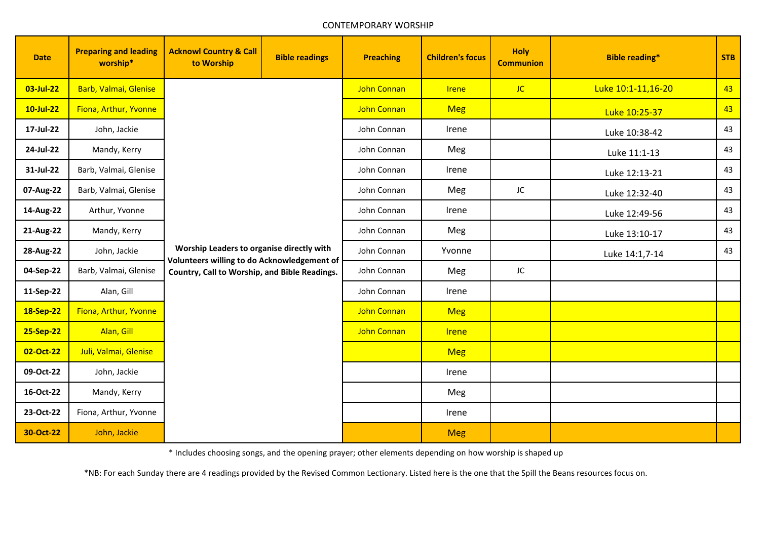CONTEMPORARY WORSHIP

| Date | Preparing and leading worship* | Acknowl Country & Call to Worship | Bible readings | Preaching | Children's focus | Holy Communion | Bible reading* | STB |
|---|---|---|---|---|---|---|---|---|
| 03-Jul-22 | Barb, Valmai, Glenise | Worship Leaders to organise directly with Volunteers willing to do Acknowledgement of Country, Call to Worship, and Bible Readings. | | John Connan | Irene | JC | Luke 10:1-11,16-20 | 43 |
| 10-Jul-22 | Fiona, Arthur, Yvonne | | | John Connan | Meg | | Luke 10:25-37 | 43 |
| 17-Jul-22 | John, Jackie | | | John Connan | Irene | | Luke 10:38-42 | 43 |
| 24-Jul-22 | Mandy, Kerry | | | John Connan | Meg | | Luke 11:1-13 | 43 |
| 31-Jul-22 | Barb, Valmai, Glenise | | | John Connan | Irene | | Luke 12:13-21 | 43 |
| 07-Aug-22 | Barb, Valmai, Glenise | | | John Connan | Meg | JC | Luke 12:32-40 | 43 |
| 14-Aug-22 | Arthur, Yvonne | | | John Connan | Irene | | Luke 12:49-56 | 43 |
| 21-Aug-22 | Mandy, Kerry | | | John Connan | Meg | | Luke 13:10-17 | 43 |
| 28-Aug-22 | John, Jackie | | | John Connan | Yvonne | | Luke 14:1,7-14 | 43 |
| 04-Sep-22 | Barb, Valmai, Glenise | | | John Connan | Meg | JC | | |
| 11-Sep-22 | Alan, Gill | | | John Connan | Irene | | | |
| 18-Sep-22 | Fiona, Arthur, Yvonne | | | John Connan | Meg | | | |
| 25-Sep-22 | Alan, Gill | | | John Connan | Irene | | | |
| 02-Oct-22 | Juli, Valmai, Glenise | | | | Meg | | | |
| 09-Oct-22 | John, Jackie | | | | Irene | | | |
| 16-Oct-22 | Mandy, Kerry | | | | Meg | | | |
| 23-Oct-22 | Fiona, Arthur, Yvonne | | | | Irene | | | |
| 30-Oct-22 | John, Jackie | | | | Meg | | | |

\* Includes choosing songs, and the opening prayer; other elements depending on how worship is shaped up

*NB: For each Sunday there are 4 readings provided by the Revised Common Lectionary. Listed here is the one that the Spill the Beans resources focus on.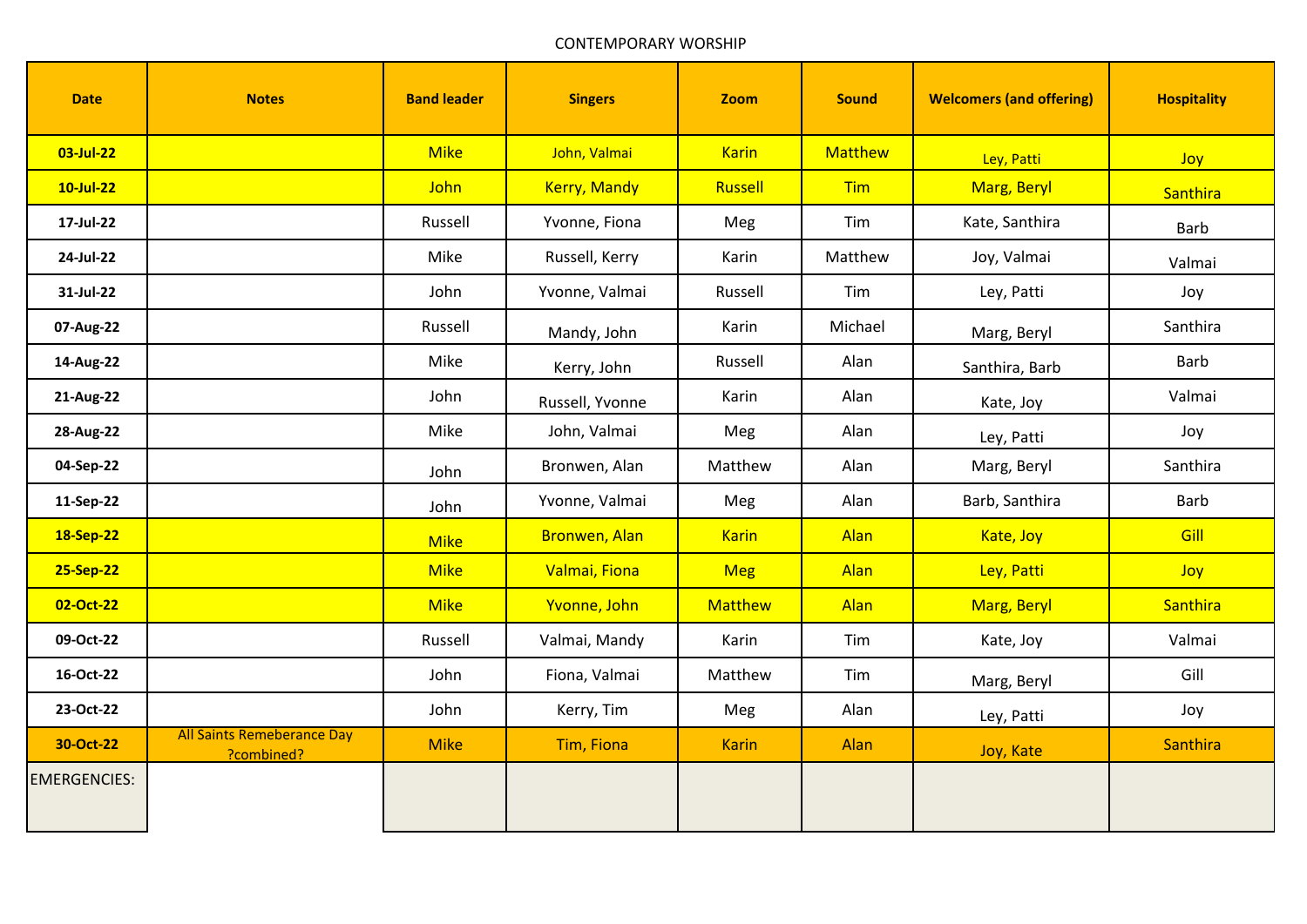CONTEMPORARY WORSHIP

| Date | Notes | Band leader | Singers | Zoom | Sound | Welcomers (and offering) | Hospitality |
|---|---|---|---|---|---|---|---|
| 03-Jul-22 | | Mike | John, Valmai | Karin | Matthew | Ley, Patti | Joy |
| 10-Jul-22 | | John | Kerry, Mandy | Russell | Tim | Marg, Beryl | Santhira |
| 17-Jul-22 | | Russell | Yvonne, Fiona | Meg | Tim | Kate, Santhira | Barb |
| 24-Jul-22 | | Mike | Russell, Kerry | Karin | Matthew | Joy, Valmai | Valmai |
| 31-Jul-22 | | John | Yvonne, Valmai | Russell | Tim | Ley, Patti | Joy |
| 07-Aug-22 | | Russell | Mandy, John | Karin | Michael | Marg, Beryl | Santhira |
| 14-Aug-22 | | Mike | Kerry, John | Russell | Alan | Santhira, Barb | Barb |
| 21-Aug-22 | | John | Russell, Yvonne | Karin | Alan | Kate, Joy | Valmai |
| 28-Aug-22 | | Mike | John, Valmai | Meg | Alan | Ley, Patti | Joy |
| 04-Sep-22 | | John | Bronwen, Alan | Matthew | Alan | Marg, Beryl | Santhira |
| 11-Sep-22 | | John | Yvonne, Valmai | Meg | Alan | Barb, Santhira | Barb |
| 18-Sep-22 | | Mike | Bronwen, Alan | Karin | Alan | Kate, Joy | Gill |
| 25-Sep-22 | | Mike | Valmai, Fiona | Meg | Alan | Ley, Patti | Joy |
| 02-Oct-22 | | Mike | Yvonne, John | Matthew | Alan | Marg, Beryl | Santhira |
| 09-Oct-22 | | Russell | Valmai, Mandy | Karin | Tim | Kate, Joy | Valmai |
| 16-Oct-22 | | John | Fiona, Valmai | Matthew | Tim | Marg, Beryl | Gill |
| 23-Oct-22 | | John | Kerry, Tim | Meg | Alan | Ley, Patti | Joy |
| 30-Oct-22 | All Saints Remeberance Day ?combined? | Mike | Tim, Fiona | Karin | Alan | Joy, Kate | Santhira |
| EMERGENCIES: | | | | | | | |